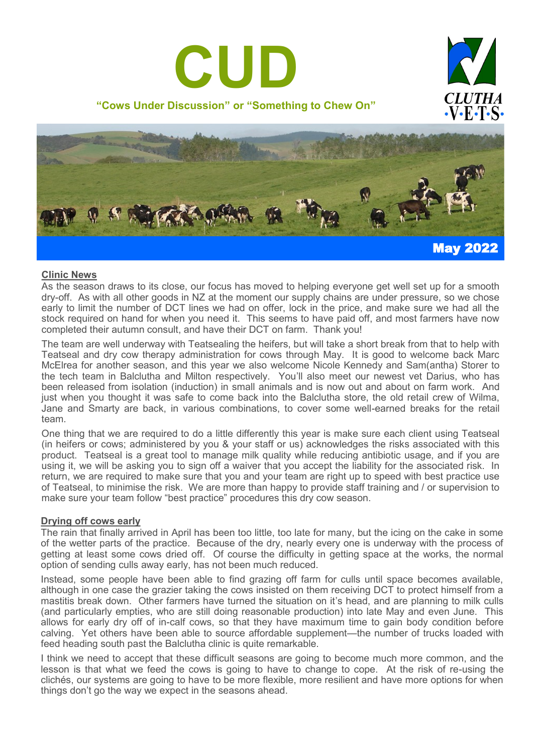# CUD

**"Cows Under Discussion" or "Something to Chew On"**

CLUTHA VETS

**May 2022**

## Clinic News

As the season draws to its close, our focus has moved to helping everyone get well set up for a smooth dry-off. As with all other goods in NZ at the moment our supply chains are under pressure, so we chose early to limit the number of DCT lines we had on offer, lock in the price, and make sure we had all the stock required on hand for when you need it. This seems to have paid off, and most farmers have now completed their autumn consult, and have their DCT on farm. Thank you!

The team are well underway with Teatsealing the heifers, but will take a short break from that to help with Teatseal and dry cow therapy administration for cows through May. It is good to welcome back Marc McElrea for another season, and this year we also welcome Nicole Kennedy and Sam(antha) Storer to the tech team in Balclutha and Milton respectively. You'll also meet our newest vet Darius, who has been released from isolation (induction) in small animals and is now out and about on farm work. And just when you thought it was safe to come back into the Balclutha store, the old retail crew of Wilma, Jane and Smarty are back, in various combinations, to cover some well-earned breaks for the retail team.

One thing that we are required to do a little differently this year is make sure each client using Teatseal (in heifers or cows; administered by you & your staff or us) acknowledges the risks associated with this product. Teatseal is a great tool to manage milk quality while reducing antibiotic usage, and if you are using it, we will be asking you to sign off a waiver that you accept the liability for the associated risk. In return, we are required to make sure that you and your team are right up to speed with best practice use of Teatseal, to minimise the risk. We are more than happy to provide staff training and / or supervision to make sure your team follow "best practice" procedures this dry cow season.

## Drying off cows early

The rain that finally arrived in April has been too little, too late for many, but the icing on the cake in some of the wetter parts of the practice. Because of the dry, nearly every one is underway with the process of getting at least some cows dried off. Of course the difficulty in getting space at the works, the normal option of sending culls away early, has not been much reduced.

Instead, some people have been able to find grazing off farm for culls until space becomes available, although in one case the grazier taking the cows insisted on them receiving DCT to protect himself from a mastitis break down. Other farmers have turned the situation on it's head, and are planning to milk culls (and particularly empties, who are still doing reasonable production) into late May and even June. This allows for early dry off of in-calf cows, so that they have maximum time to gain body condition before calving. Yet others have been able to source affordable supplement—the number of trucks loaded with feed heading south past the Balclutha clinic is quite remarkable.

I think we need to accept that these difficult seasons are going to become much more common, and the lesson is that what we feed the cows is going to have to change to cope. At the risk of re-using the clichés, our systems are going to have to be more flexible, more resilient and have more options for when things don't go the way we expect in the seasons ahead.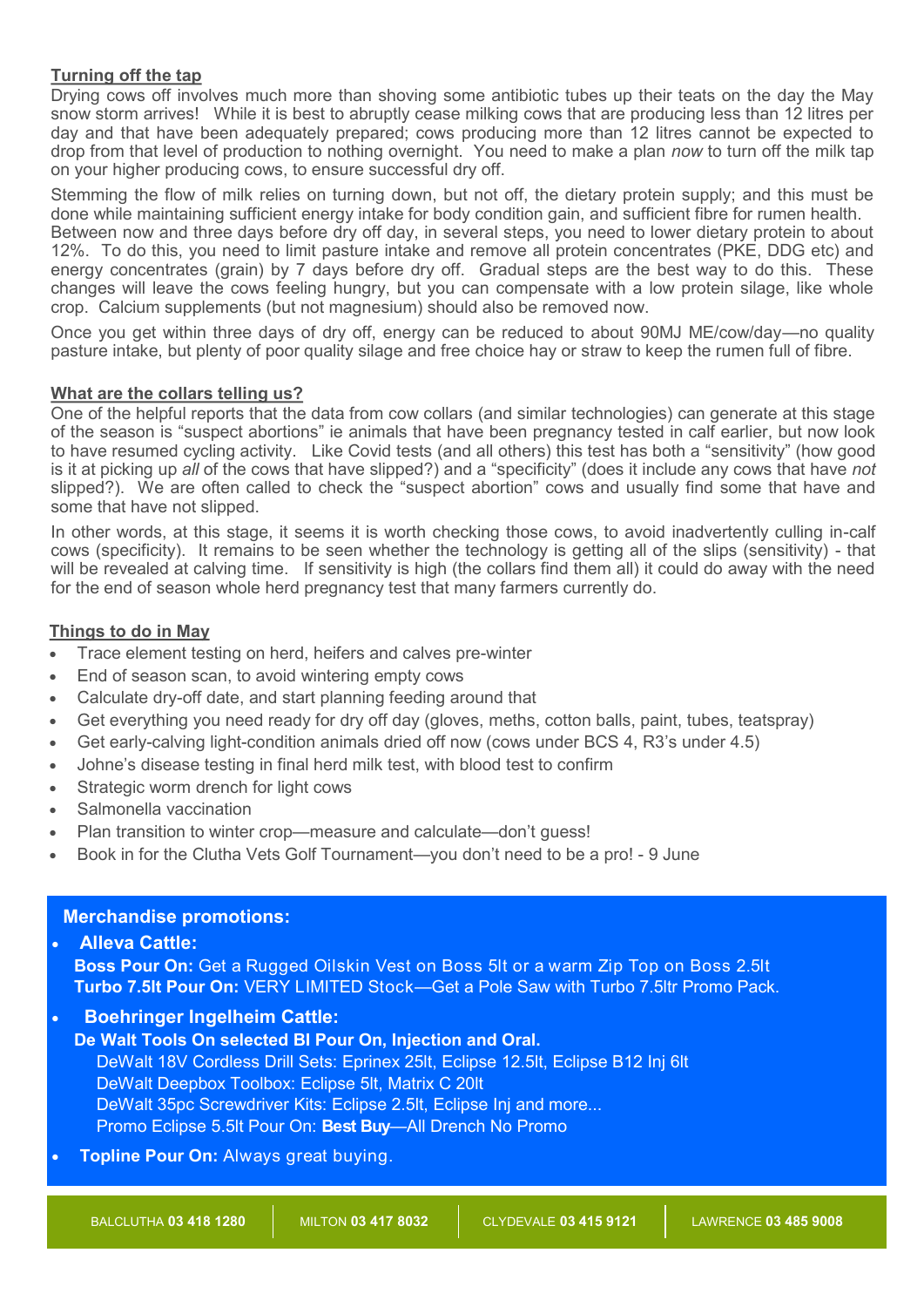## Turning off the tap

Drying cows off involves much more than shoving some antibiotic tubes up their teats on the day the May snow storm arrives! While it is best to abruptly cease milking cows that are producing less than 12 litres per day and that have been adequately prepared; cows producing more than 12 litres cannot be expected to drop from that level of production to nothing overnight. You need to make a plan *now* to turn off the milk tap on your higher producing cows, to ensure successful dry off.

Stemming the flow of milk relies on turning down, but not off, the dietary protein supply; and this must be done while maintaining sufficient energy intake for body condition gain, and sufficient fibre for rumen health. Between now and three days before dry off day, in several steps, you need to lower dietary protein to about 12%. To do this, you need to limit pasture intake and remove all protein concentrates (PKE, DDG etc) and energy concentrates (grain) by 7 days before dry off. Gradual steps are the best way to do this. These changes will leave the cows feeling hungry, but you can compensate with a low protein silage, like whole crop. Calcium supplements (but not magnesium) should also be removed now.

Once you get within three days of dry off, energy can be reduced to about 90MJ ME/cow/day—no quality pasture intake, but plenty of poor quality silage and free choice hay or straw to keep the rumen full of fibre.

## What are the collars telling us?

One of the helpful reports that the data from cow collars (and similar technologies) can generate at this stage of the season is "suspect abortions" ie animals that have been pregnancy tested in calf earlier, but now look to have resumed cycling activity. Like Covid tests (and all others) this test has both a "sensitivity" (how good is it at picking up *all* of the cows that have slipped?) and a "specificity" (does it include any cows that have *not* slipped?). We are often called to check the "suspect abortion" cows and usually find some that have and some that have not slipped.

In other words, at this stage, it seems it is worth checking those cows, to avoid inadvertently culling in-calf cows (specificity). It remains to be seen whether the technology is getting all of the slips (sensitivity) - that will be revealed at calving time. If sensitivity is high (the collars find them all) it could do away with the need for the end of season whole herd pregnancy test that many farmers currently do.

## Things to do in May

- Trace element testing on herd, heifers and calves pre-winter
- End of season scan, to avoid wintering empty cows
- Calculate dry-off date, and start planning feeding around that
- Get everything you need ready for dry off day (gloves, meths, cotton balls, paint, tubes, teatspray)
- Get early-calving light-condition animals dried off now (cows under BCS 4, R3's under 4.5)
- Johne's disease testing in final herd milk test, with blood test to confirm
- Strategic worm drench for light cows
- Salmonella vaccination
- Plan transition to winter crop—measure and calculate—don't guess!
- Book in for the Clutha Vets Golf Tournament—you don't need to be a pro! - 9 June

## Merchandise promotions:

- **Alleva Cattle:**
  **Boss Pour On:** Get a Rugged Oilskin Vest on Boss 5lt or a warm Zip Top on Boss 2.5lt
  **Turbo 7.5lt Pour On:** VERY LIMITED Stock—Get a Pole Saw with Turbo 7.5ltr Promo Pack.
- **Boehringer Ingelheim Cattle:**
  **De Walt Tools On selected BI Pour On, Injection and Oral.**
  DeWalt 18V Cordless Drill Sets: Eprinex 25lt, Eclipse 12.5lt, Eclipse B12 Inj 6lt
  DeWalt Deepbox Toolbox: Eclipse 5lt, Matrix C 20lt
  DeWalt 35pc Screwdriver Kits: Eclipse 2.5lt, Eclipse Inj and more...
  Promo Eclipse 5.5lt Pour On: **Best Buy**—All Drench No Promo
- **Topline Pour On:** Always great buying.

BALCLUTHA **03 418 1280** | MILTON **03 417 8032** | CLYDEVALE **03 415 9121** | LAWRENCE **03 485 9008**